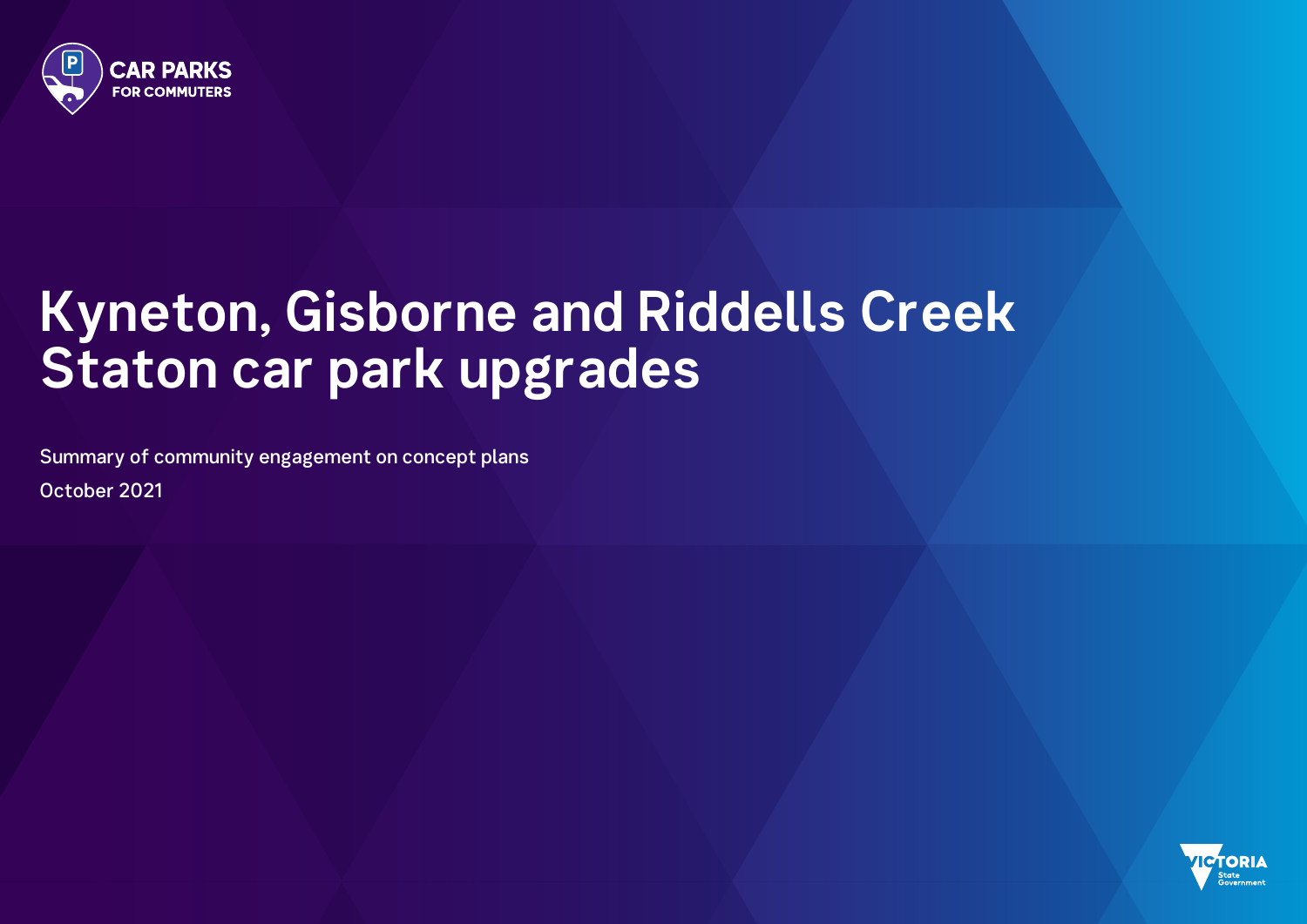CAR PARKS FOR COMMUTERS

# Kyneton, Gisborne and Riddells Creek Staton car park upgrades

Summary of community engagement on concept plans

October 2021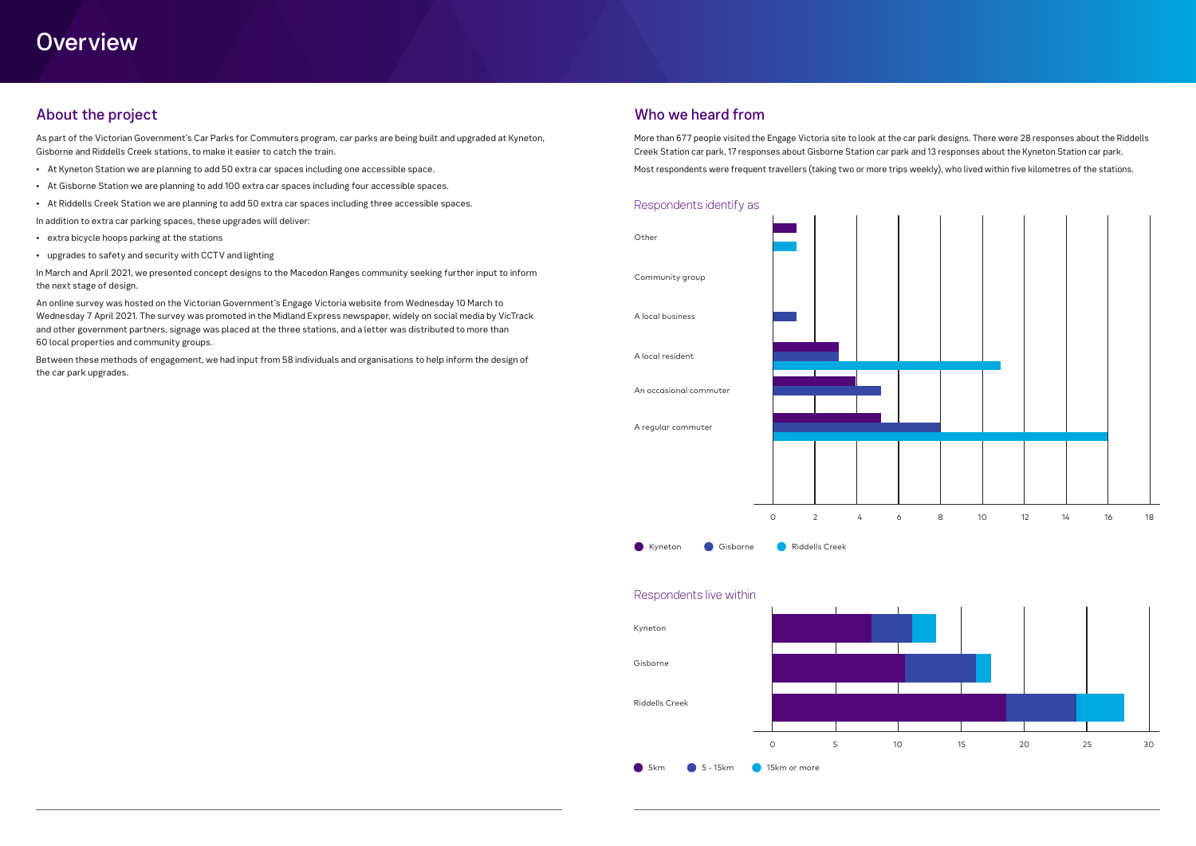# Overview

## About the project

As part of the Victorian Government's Car Parks for Commuters program, car parks are being built and upgraded at Kyneton, Gisborne and Riddells Creek stations, to make it easier to catch the train.

- At Kyneton Station we are planning to add 50 extra car spaces including one accessible space.
- At Gisborne Station we are planning to add 100 extra car spaces including four accessible spaces.
- At Riddells Creek Station we are planning to add 50 extra car spaces including three accessible spaces.

In addition to extra car parking spaces, these upgrades will deliver:

- extra bicycle hoops parking at the stations
- upgrades to safety and security with CCTV and lighting

In March and April 2021, we presented concept designs to the Macedon Ranges community seeking further input to inform the next stage of design.

An online survey was hosted on the Victorian Government's Engage Victoria website from Wednesday 10 March to Wednesday 7 April 2021. The survey was promoted in the Midland Express newspaper, widely on social media by VicTrack and other government partners, signage was placed at the three stations, and a letter was distributed to more than 60 local properties and community groups.

Between these methods of engagement, we had input from 58 individuals and organisations to help inform the design of the car park upgrades.

## Who we heard from

More than 677 people visited the Engage Victoria site to look at the car park designs. There were 28 responses about the Riddells Creek Station car park, 17 responses about Gisborne Station car park and 13 responses about the Kyneton Station car park.

Most respondents were frequent travellers (taking two or more trips weekly), who lived within five kilometres of the stations.

### Respondents identify as

Categories: Other; Community group; A local business; A local resident; An occasional commuter; A regular commuter

Axis: 0, 2, 4, 6, 8, 10, 12, 14, 16, 18

Legend: Kyneton, Gisborne, Riddells Creek

### Respondents live within

Categories: Kyneton; Gisborne; Riddells Creek

Axis: 0, 5, 10, 15, 20, 25, 30

Legend: 5km, 5 - 15km, 15km or more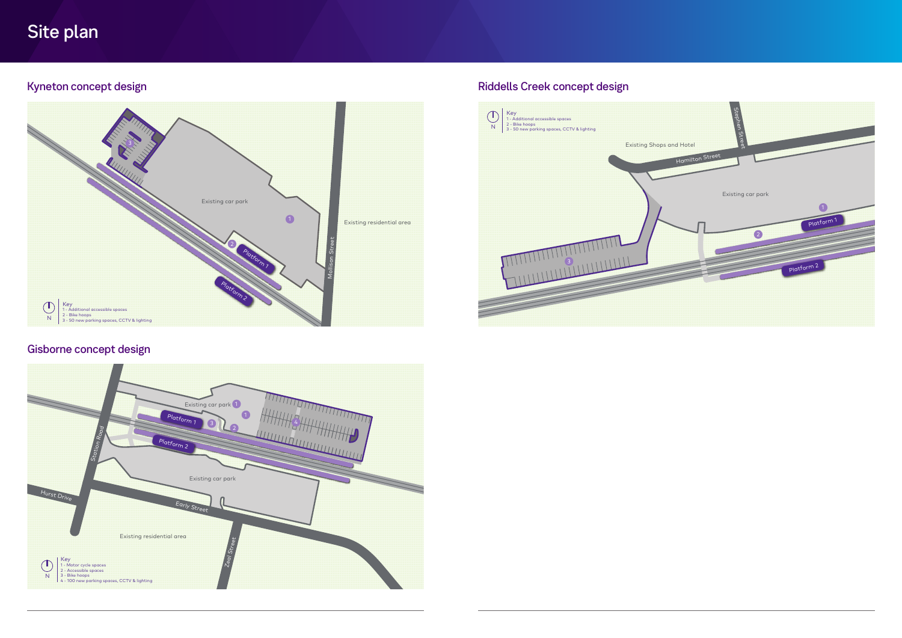# Site plan

## Kyneton concept design

Existing car park

Existing residential area

Mollison Street

Platform 1

Platform 2

Key
1 - Additional accessible spaces
2 - Bike hoops
3 - 50 new parking spaces, CCTV & lighting

## Riddells Creek concept design

Key
1 - Additional accessible spaces
2 - Bike hoops
3 - 50 new parking spaces, CCTV & lighting

Existing Shops and Hotel

Hamilton Street

Stephen Street

Existing car park

Platform 1

Platform 2

## Gisborne concept design

Existing car park

Platform 1

Platform 2

Station Road

Existing car park

Hurst Drive

Early Street

Existing residential area

Zeal Street

Key
1 - Motor cycle spaces
2 - Accessible spaces
3 - Bike hoops
4 - 100 new parking spaces, CCTV & lighting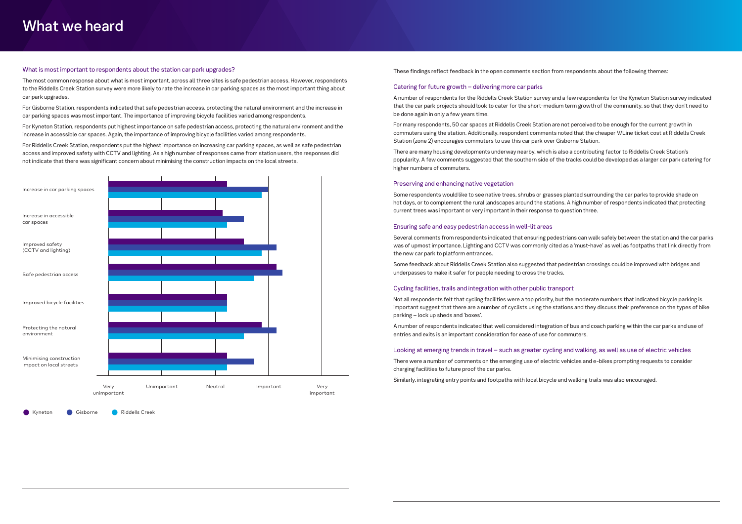# What we heard

## What is most important to respondents about the station car park upgrades?

The most common response about what is most important, across all three sites is safe pedestrian access. However, respondents to the Riddells Creek Station survey were more likely to rate the increase in car parking spaces as the most important thing about car park upgrades.

For Gisborne Station, respondents indicated that safe pedestrian access, protecting the natural environment and the increase in car parking spaces was most important. The importance of improving bicycle facilities varied among respondents.

For Kyneton Station, respondents put highest importance on safe pedestrian access, protecting the natural environment and the increase in accessible car spaces. Again, the importance of improving bicycle facilities varied among respondents.

For Riddells Creek Station, respondents put the highest importance on increasing car parking spaces, as well as safe pedestrian access and improved safety with CCTV and lighting. As a high number of responses came from station users, the responses did not indicate that there was significant concern about minimising the construction impacts on the local streets.

Chart categories: Increase in car parking spaces; Increase in accessible car spaces; Improved safety (CCTV and lighting); Safe pedestrian access; Improved bicycle facilities; Protecting the natural environment; Minimising construction impact on local streets.

Scale: Very unimportant | Unimportant | Neutral | Important | Very important

Legend: Kyneton | Gisborne | Riddells Creek

These findings reflect feedback in the open comments section from respondents about the following themes:

### Catering for future growth – delivering more car parks

A number of respondents for the Riddells Creek Station survey and a few respondents for the Kyneton Station survey indicated that the car park projects should look to cater for the short-medium term growth of the community, so that they don't need to be done again in only a few years time.

For many respondents, 50 car spaces at Riddells Creek Station are not perceived to be enough for the current growth in commuters using the station. Additionally, respondent comments noted that the cheaper V/Line ticket cost at Riddells Creek Station (zone 2) encourages commuters to use this car park over Gisborne Station.

There are many housing developments underway nearby, which is also a contributing factor to Riddells Creek Station's popularity. A few comments suggested that the southern side of the tracks could be developed as a larger car park catering for higher numbers of commuters.

### Preserving and enhancing native vegetation

Some respondents would like to see native trees, shrubs or grasses planted surrounding the car parks to provide shade on hot days, or to complement the rural landscapes around the stations. A high number of respondents indicated that protecting current trees was important or very important in their response to question three.

### Ensuring safe and easy pedestrian access in well-lit areas

Several comments from respondents indicated that ensuring pedestrians can walk safely between the station and the car parks was of upmost importance. Lighting and CCTV was commonly cited as a 'must-have' as well as footpaths that link directly from the new car park to platform entrances.

Some feedback about Riddells Creek Station also suggested that pedestrian crossings could be improved with bridges and underpasses to make it safer for people needing to cross the tracks.

### Cycling facilities, trails and integration with other public transport

Not all respondents felt that cycling facilities were a top priority, but the moderate numbers that indicated bicycle parking is important suggest that there are a number of cyclists using the stations and they discuss their preference on the types of bike parking – lock up sheds and 'boxes'.

A number of respondents indicated that well considered integration of bus and coach parking within the car parks and use of entries and exits is an important consideration for ease of use for commuters.

### Looking at emerging trends in travel – such as greater cycling and walking, as well as use of electric vehicles

There were a number of comments on the emerging use of electric vehicles and e-bikes prompting requests to consider charging facilities to future proof the car parks.

Similarly, integrating entry points and footpaths with local bicycle and walking trails was also encouraged.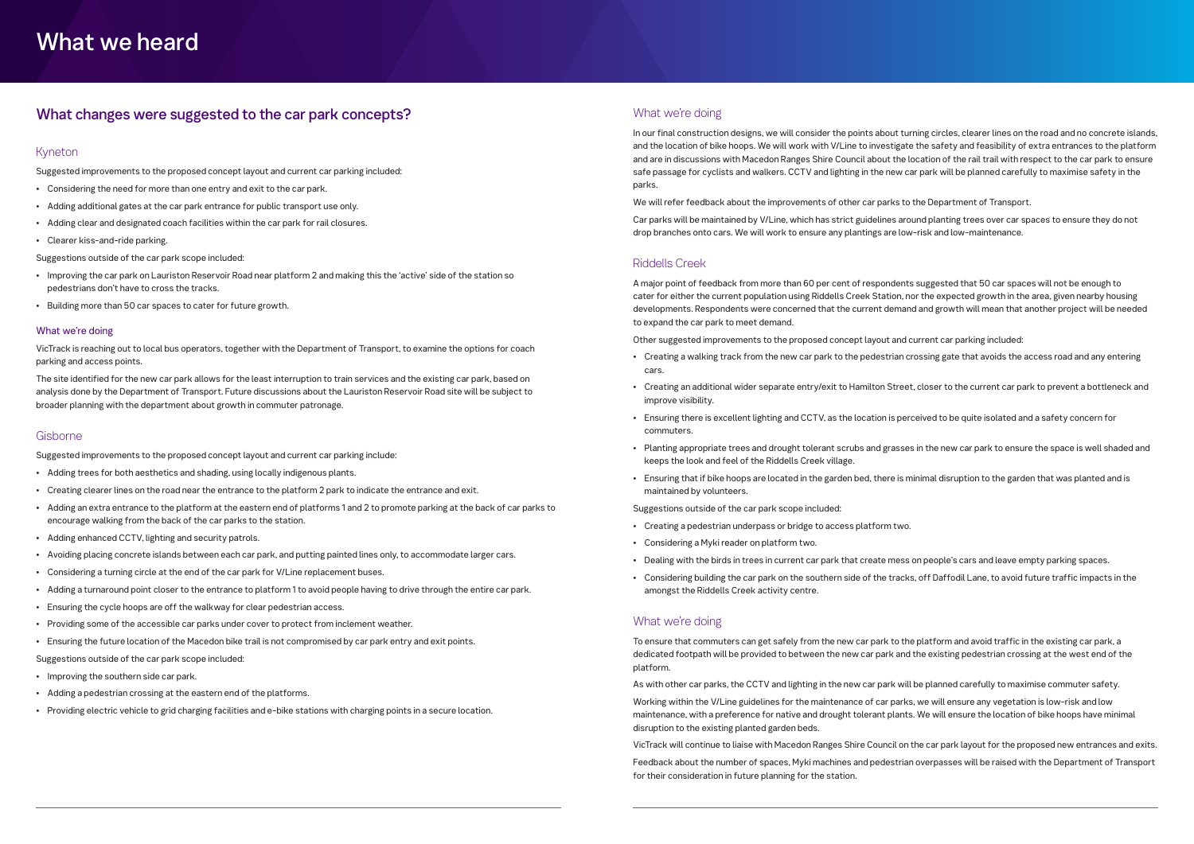# What we heard

## What changes were suggested to the car park concepts?

### Kyneton

Suggested improvements to the proposed concept layout and current car parking included:

- Considering the need for more than one entry and exit to the car park.
- Adding additional gates at the car park entrance for public transport use only.
- Adding clear and designated coach facilities within the car park for rail closures.
- Clearer kiss-and-ride parking.

Suggestions outside of the car park scope included:

- Improving the car park on Lauriston Reservoir Road near platform 2 and making this the 'active' side of the station so pedestrians don't have to cross the tracks.
- Building more than 50 car spaces to cater for future growth.

#### What we're doing

VicTrack is reaching out to local bus operators, together with the Department of Transport, to examine the options for coach parking and access points.

The site identified for the new car park allows for the least interruption to train services and the existing car park, based on analysis done by the Department of Transport. Future discussions about the Lauriston Reservoir Road site will be subject to broader planning with the department about growth in commuter patronage.

### Gisborne

Suggested improvements to the proposed concept layout and current car parking include:

- Adding trees for both aesthetics and shading, using locally indigenous plants.
- Creating clearer lines on the road near the entrance to the platform 2 park to indicate the entrance and exit.
- Adding an extra entrance to the platform at the eastern end of platforms 1 and 2 to promote parking at the back of car parks to encourage walking from the back of the car parks to the station.
- Adding enhanced CCTV, lighting and security patrols.
- Avoiding placing concrete islands between each car park, and putting painted lines only, to accommodate larger cars.
- Considering a turning circle at the end of the car park for V/Line replacement buses.
- Adding a turnaround point closer to the entrance to platform 1 to avoid people having to drive through the entire car park.
- Ensuring the cycle hoops are off the walkway for clear pedestrian access.
- Providing some of the accessible car parks under cover to protect from inclement weather.
- Ensuring the future location of the Macedon bike trail is not compromised by car park entry and exit points.

Suggestions outside of the car park scope included:

- Improving the southern side car park.
- Adding a pedestrian crossing at the eastern end of the platforms.
- Providing electric vehicle to grid charging facilities and e-bike stations with charging points in a secure location.

#### What we're doing

In our final construction designs, we will consider the points about turning circles, clearer lines on the road and no concrete islands, and the location of bike hoops. We will work with V/Line to investigate the safety and feasibility of extra entrances to the platform and are in discussions with Macedon Ranges Shire Council about the location of the rail trail with respect to the car park to ensure safe passage for cyclists and walkers. CCTV and lighting in the new car park will be planned carefully to maximise safety in the parks.

We will refer feedback about the improvements of other car parks to the Department of Transport.

Car parks will be maintained by V/Line, which has strict guidelines around planting trees over car spaces to ensure they do not drop branches onto cars. We will work to ensure any plantings are low-risk and low-maintenance.

### Riddells Creek

A major point of feedback from more than 60 per cent of respondents suggested that 50 car spaces will not be enough to cater for either the current population using Riddells Creek Station, nor the expected growth in the area, given nearby housing developments. Respondents were concerned that the current demand and growth will mean that another project will be needed to expand the car park to meet demand.

Other suggested improvements to the proposed concept layout and current car parking included:

- Creating a walking track from the new car park to the pedestrian crossing gate that avoids the access road and any entering cars.
- Creating an additional wider separate entry/exit to Hamilton Street, closer to the current car park to prevent a bottleneck and improve visibility.
- Ensuring there is excellent lighting and CCTV, as the location is perceived to be quite isolated and a safety concern for commuters.
- Planting appropriate trees and drought tolerant scrubs and grasses in the new car park to ensure the space is well shaded and keeps the look and feel of the Riddells Creek village.
- Ensuring that if bike hoops are located in the garden bed, there is minimal disruption to the garden that was planted and is maintained by volunteers.

Suggestions outside of the car park scope included:

- Creating a pedestrian underpass or bridge to access platform two.
- Considering a Myki reader on platform two.
- Dealing with the birds in trees in current car park that create mess on people's cars and leave empty parking spaces.
- Considering building the car park on the southern side of the tracks, off Daffodil Lane, to avoid future traffic impacts in the amongst the Riddells Creek activity centre.

#### What we're doing

To ensure that commuters can get safely from the new car park to the platform and avoid traffic in the existing car park, a dedicated footpath will be provided to between the new car park and the existing pedestrian crossing at the west end of the platform.

As with other car parks, the CCTV and lighting in the new car park will be planned carefully to maximise commuter safety.

Working within the V/Line guidelines for the maintenance of car parks, we will ensure any vegetation is low-risk and low maintenance, with a preference for native and drought tolerant plants. We will ensure the location of bike hoops have minimal disruption to the existing planted garden beds.

VicTrack will continue to liaise with Macedon Ranges Shire Council on the car park layout for the proposed new entrances and exits.

Feedback about the number of spaces, Myki machines and pedestrian overpasses will be raised with the Department of Transport for their consideration in future planning for the station.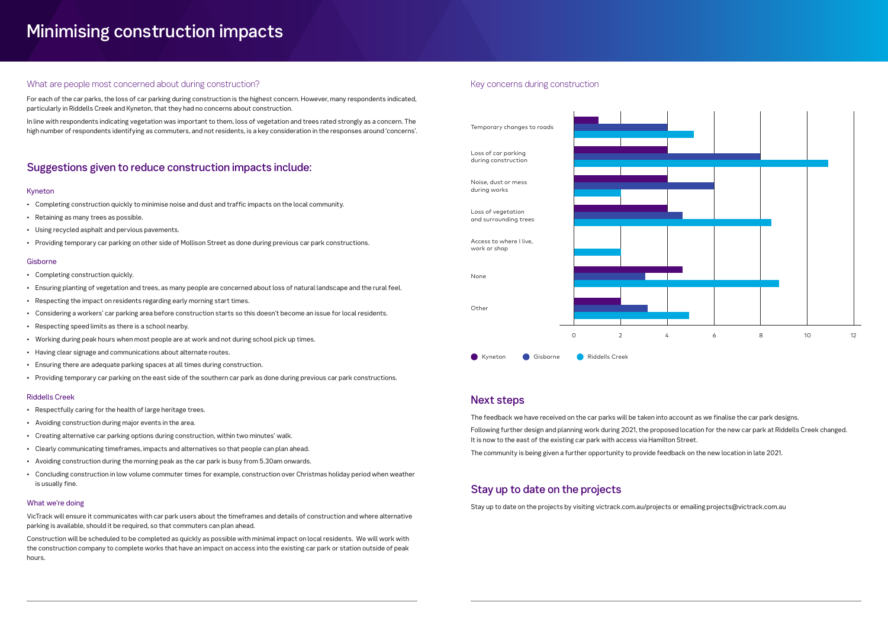# Minimising construction impacts

## What are people most concerned about during construction?

For each of the car parks, the loss of car parking during construction is the highest concern. However, many respondents indicated, particularly in Riddells Creek and Kyneton, that they had no concerns about construction.

In line with respondents indicating vegetation was important to them, loss of vegetation and trees rated strongly as a concern. The high number of respondents identifying as commuters, and not residents, is a key consideration in the responses around 'concerns'.

## Suggestions given to reduce construction impacts include:

### Kyneton

- Completing construction quickly to minimise noise and dust and traffic impacts on the local community.
- Retaining as many trees as possible.
- Using recycled asphalt and pervious pavements.
- Providing temporary car parking on other side of Mollison Street as done during previous car park constructions.

### Gisborne

- Completing construction quickly.
- Ensuring planting of vegetation and trees, as many people are concerned about loss of natural landscape and the rural feel.
- Respecting the impact on residents regarding early morning start times.
- Considering a workers' car parking area before construction starts so this doesn't become an issue for local residents.
- Respecting speed limits as there is a school nearby.
- Working during peak hours when most people are at work and not during school pick up times.
- Having clear signage and communications about alternate routes.
- Ensuring there are adequate parking spaces at all times during construction.
- Providing temporary car parking on the east side of the southern car park as done during previous car park constructions.

### Riddells Creek

- Respectfully caring for the health of large heritage trees.
- Avoiding construction during major events in the area.
- Creating alternative car parking options during construction, within two minutes' walk.
- Clearly communicating timeframes, impacts and alternatives so that people can plan ahead.
- Avoiding construction during the morning peak as the car park is busy from 5.30am onwards.
- Concluding construction in low volume commuter times for example, construction over Christmas holiday period when weather is usually fine.

### What we're doing

VicTrack will ensure it communicates with car park users about the timeframes and details of construction and where alternative parking is available, should it be required, so that commuters can plan ahead.

Construction will be scheduled to be completed as quickly as possible with minimal impact on local residents. We will work with the construction company to complete works that have an impact on access into the existing car park or station outside of peak hours.

## Key concerns during construction

Categories: Temporary changes to roads; Loss of car parking during construction; Noise, dust or mess during works; Loss of vegetation and surrounding trees; Access to where I live, work or shop; None; Other

Axis: 0, 2, 4, 6, 8, 10, 12

Legend: Kyneton, Gisborne, Riddells Creek

## Next steps

The feedback we have received on the car parks will be taken into account as we finalise the car park designs.

Following further design and planning work during 2021, the proposed location for the new car park at Riddells Creek changed. It is now to the east of the existing car park with access via Hamilton Street.

The community is being given a further opportunity to provide feedback on the new location in late 2021.

## Stay up to date on the projects

Stay up to date on the projects by visiting victrack.com.au/projects or emailing projects@victrack.com.au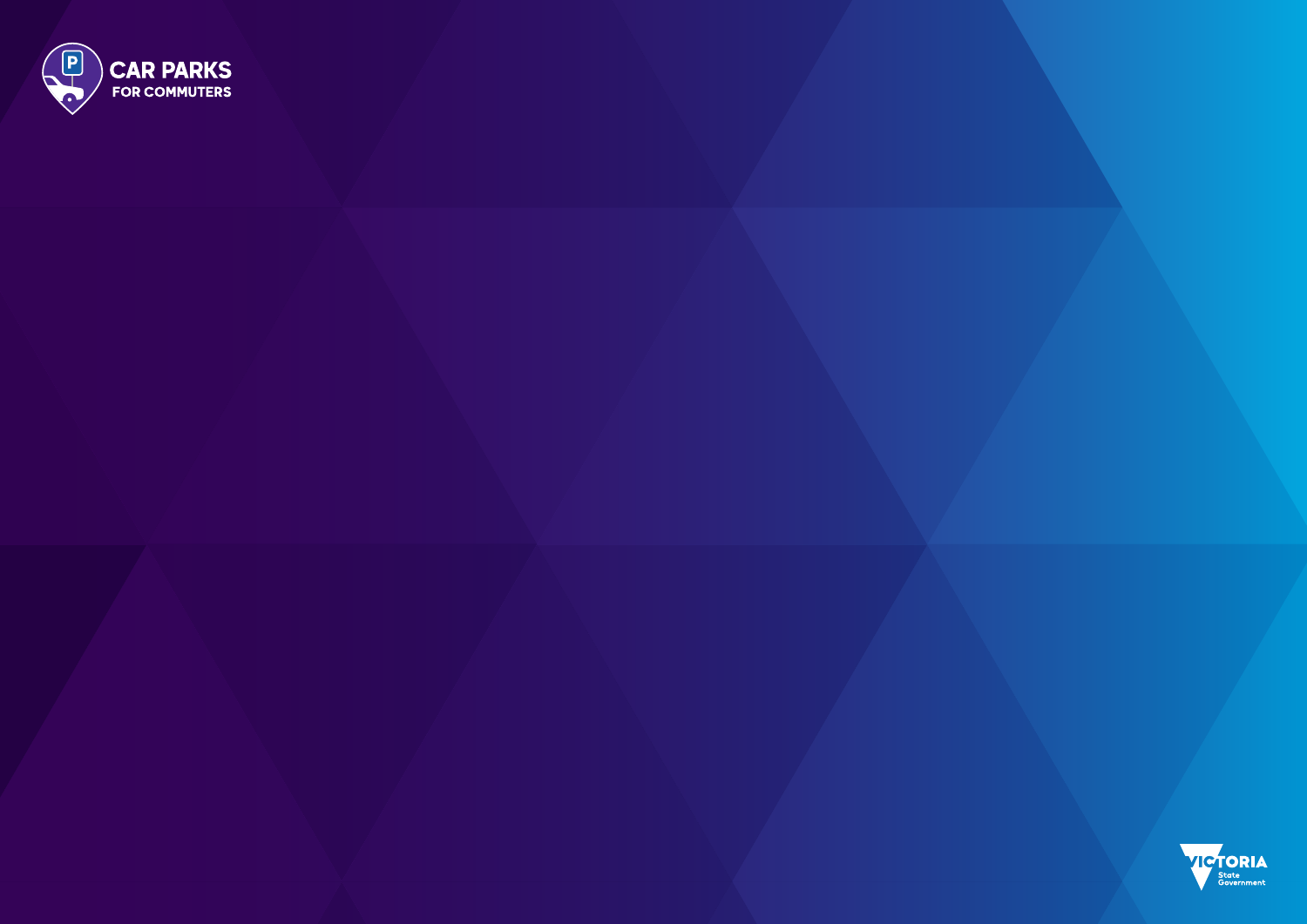CAR PARKS
FOR COMMUTERS

VICTORIA
State
Government